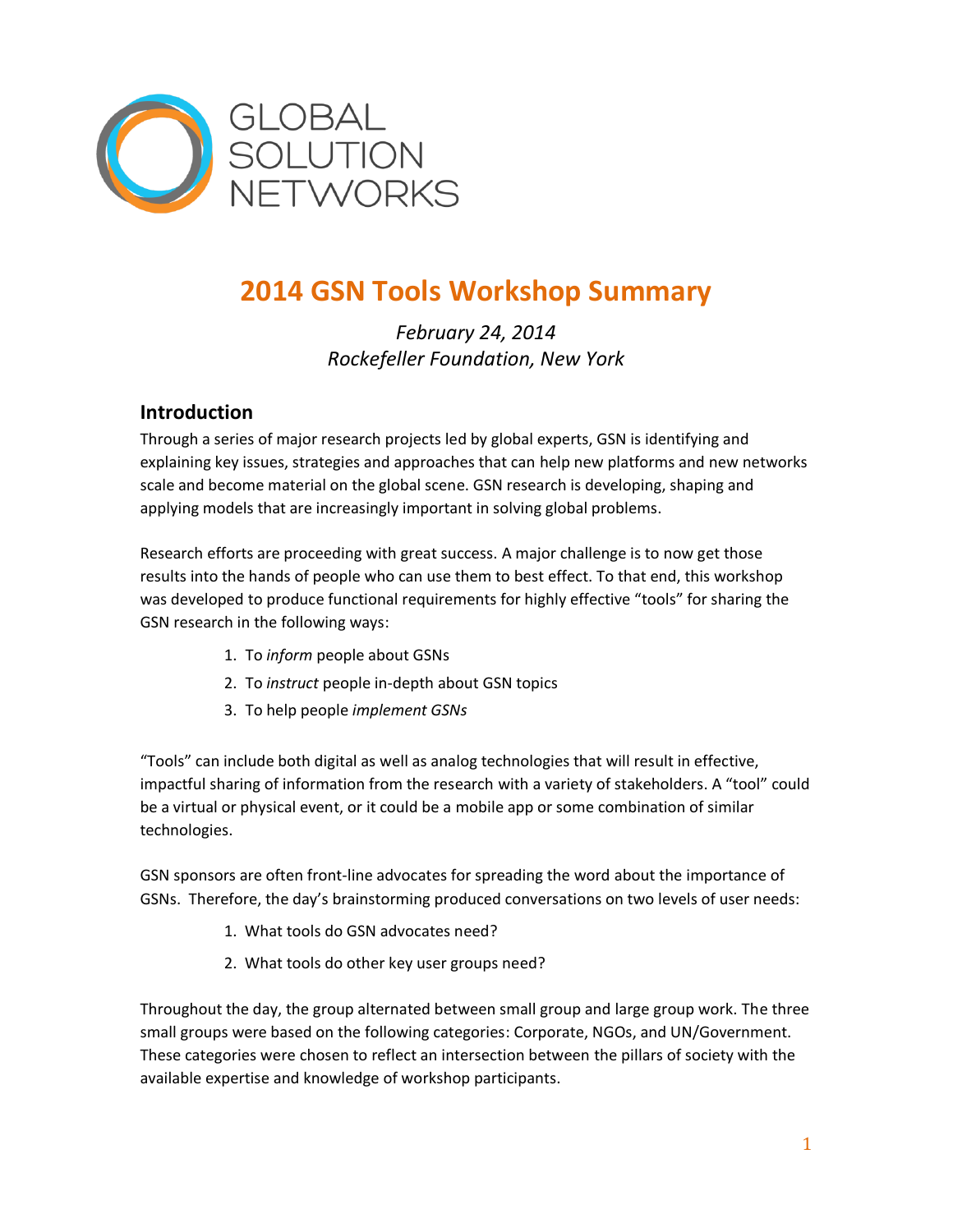GLOBAL SOLUTION NETWORKS

# 2014 GSN Tools Workshop Summary

*February 24, 2014*
*Rockefeller Foundation, New York*

## Introduction

Through a series of major research projects led by global experts, GSN is identifying and explaining key issues, strategies and approaches that can help new platforms and new networks scale and become material on the global scene. GSN research is developing, shaping and applying models that are increasingly important in solving global problems.

Research efforts are proceeding with great success. A major challenge is to now get those results into the hands of people who can use them to best effect. To that end, this workshop was developed to produce functional requirements for highly effective "tools" for sharing the GSN research in the following ways:

1. To *inform* people about GSNs
2. To *instruct* people in-depth about GSN topics
3. To help people *implement GSNs*

"Tools" can include both digital as well as analog technologies that will result in effective, impactful sharing of information from the research with a variety of stakeholders. A "tool" could be a virtual or physical event, or it could be a mobile app or some combination of similar technologies.

GSN sponsors are often front-line advocates for spreading the word about the importance of GSNs. Therefore, the day's brainstorming produced conversations on two levels of user needs:

1. What tools do GSN advocates need?
2. What tools do other key user groups need?

Throughout the day, the group alternated between small group and large group work. The three small groups were based on the following categories: Corporate, NGOs, and UN/Government. These categories were chosen to reflect an intersection between the pillars of society with the available expertise and knowledge of workshop participants.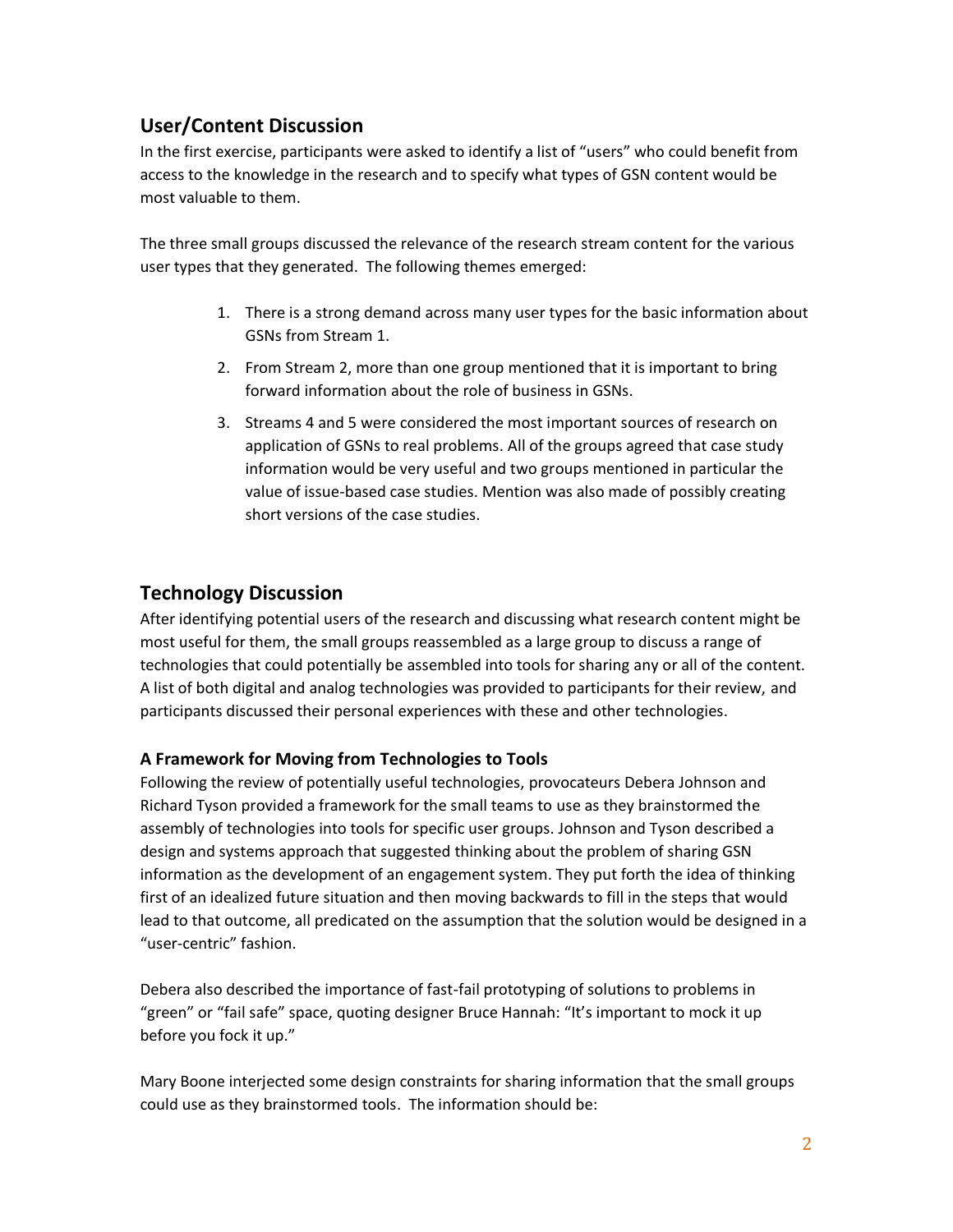## User/Content Discussion

In the first exercise, participants were asked to identify a list of "users" who could benefit from access to the knowledge in the research and to specify what types of GSN content would be most valuable to them.

The three small groups discussed the relevance of the research stream content for the various user types that they generated. The following themes emerged:

1. There is a strong demand across many user types for the basic information about GSNs from Stream 1.
2. From Stream 2, more than one group mentioned that it is important to bring forward information about the role of business in GSNs.
3. Streams 4 and 5 were considered the most important sources of research on application of GSNs to real problems. All of the groups agreed that case study information would be very useful and two groups mentioned in particular the value of issue-based case studies. Mention was also made of possibly creating short versions of the case studies.

## Technology Discussion

After identifying potential users of the research and discussing what research content might be most useful for them, the small groups reassembled as a large group to discuss a range of technologies that could potentially be assembled into tools for sharing any or all of the content. A list of both digital and analog technologies was provided to participants for their review, and participants discussed their personal experiences with these and other technologies.

### A Framework for Moving from Technologies to Tools

Following the review of potentially useful technologies, provocateurs Debera Johnson and Richard Tyson provided a framework for the small teams to use as they brainstormed the assembly of technologies into tools for specific user groups. Johnson and Tyson described a design and systems approach that suggested thinking about the problem of sharing GSN information as the development of an engagement system. They put forth the idea of thinking first of an idealized future situation and then moving backwards to fill in the steps that would lead to that outcome, all predicated on the assumption that the solution would be designed in a "user-centric" fashion.

Debera also described the importance of fast-fail prototyping of solutions to problems in "green" or "fail safe" space, quoting designer Bruce Hannah: "It's important to mock it up before you fock it up."

Mary Boone interjected some design constraints for sharing information that the small groups could use as they brainstormed tools. The information should be: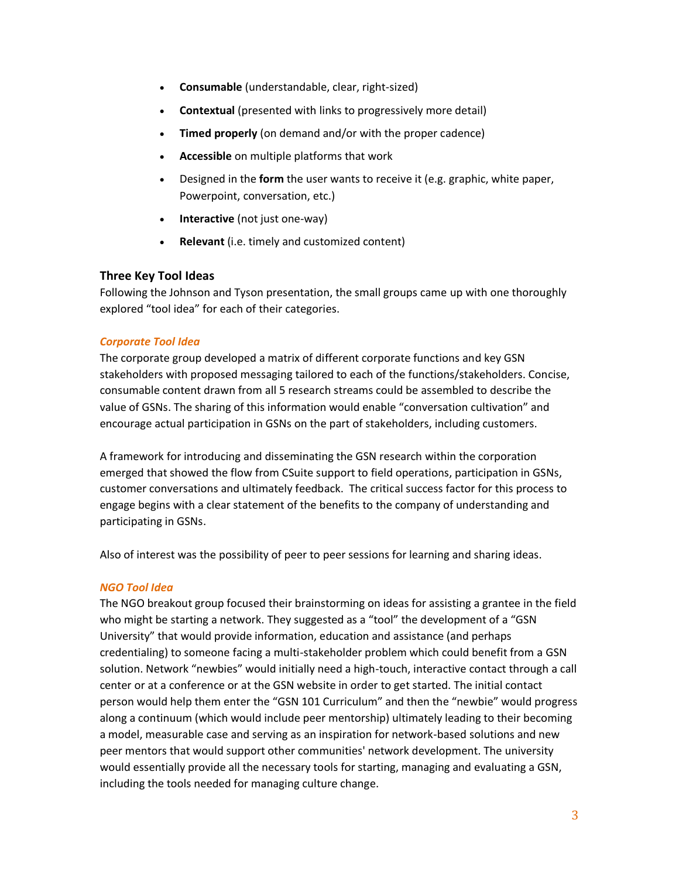- **Consumable** (understandable, clear, right-sized)
- **Contextual** (presented with links to progressively more detail)
- **Timed properly** (on demand and/or with the proper cadence)
- **Accessible** on multiple platforms that work
- Designed in the **form** the user wants to receive it (e.g. graphic, white paper, Powerpoint, conversation, etc.)
- **Interactive** (not just one-way)
- **Relevant** (i.e. timely and customized content)

## Three Key Tool Ideas

Following the Johnson and Tyson presentation, the small groups came up with one thoroughly explored "tool idea" for each of their categories.

### *Corporate Tool Idea*

The corporate group developed a matrix of different corporate functions and key GSN stakeholders with proposed messaging tailored to each of the functions/stakeholders. Concise, consumable content drawn from all 5 research streams could be assembled to describe the value of GSNs. The sharing of this information would enable "conversation cultivation" and encourage actual participation in GSNs on the part of stakeholders, including customers.

A framework for introducing and disseminating the GSN research within the corporation emerged that showed the flow from CSuite support to field operations, participation in GSNs, customer conversations and ultimately feedback. The critical success factor for this process to engage begins with a clear statement of the benefits to the company of understanding and participating in GSNs.

Also of interest was the possibility of peer to peer sessions for learning and sharing ideas.

### *NGO Tool Idea*

The NGO breakout group focused their brainstorming on ideas for assisting a grantee in the field who might be starting a network. They suggested as a "tool" the development of a "GSN University" that would provide information, education and assistance (and perhaps credentialing) to someone facing a multi-stakeholder problem which could benefit from a GSN solution. Network "newbies" would initially need a high-touch, interactive contact through a call center or at a conference or at the GSN website in order to get started. The initial contact person would help them enter the "GSN 101 Curriculum" and then the "newbie" would progress along a continuum (which would include peer mentorship) ultimately leading to their becoming a model, measurable case and serving as an inspiration for network-based solutions and new peer mentors that would support other communities' network development. The university would essentially provide all the necessary tools for starting, managing and evaluating a GSN, including the tools needed for managing culture change.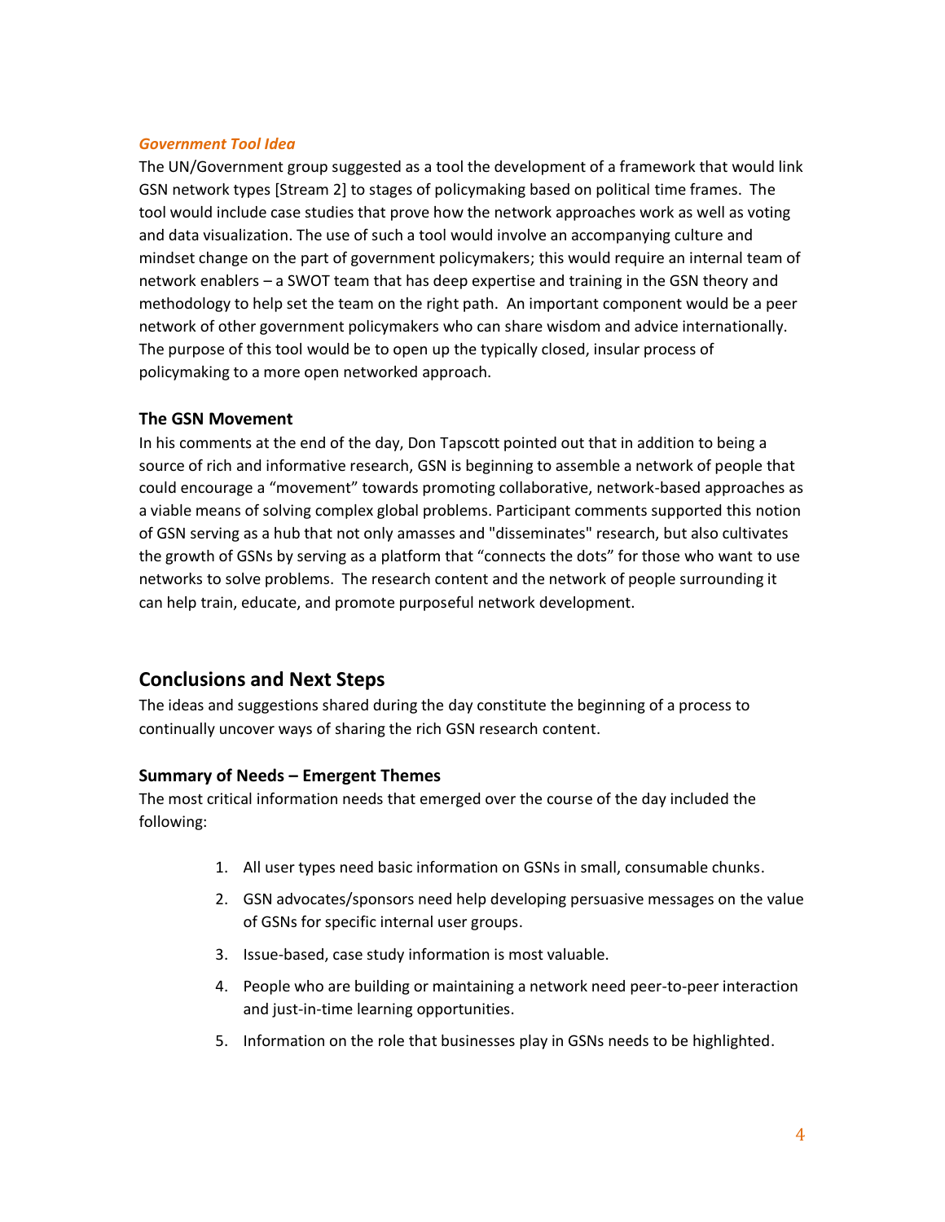*Government Tool Idea*

The UN/Government group suggested as a tool the development of a framework that would link GSN network types [Stream 2] to stages of policymaking based on political time frames. The tool would include case studies that prove how the network approaches work as well as voting and data visualization. The use of such a tool would involve an accompanying culture and mindset change on the part of government policymakers; this would require an internal team of network enablers – a SWOT team that has deep expertise and training in the GSN theory and methodology to help set the team on the right path. An important component would be a peer network of other government policymakers who can share wisdom and advice internationally. The purpose of this tool would be to open up the typically closed, insular process of policymaking to a more open networked approach.

### The GSN Movement

In his comments at the end of the day, Don Tapscott pointed out that in addition to being a source of rich and informative research, GSN is beginning to assemble a network of people that could encourage a "movement" towards promoting collaborative, network-based approaches as a viable means of solving complex global problems. Participant comments supported this notion of GSN serving as a hub that not only amasses and "disseminates" research, but also cultivates the growth of GSNs by serving as a platform that "connects the dots" for those who want to use networks to solve problems. The research content and the network of people surrounding it can help train, educate, and promote purposeful network development.

## Conclusions and Next Steps

The ideas and suggestions shared during the day constitute the beginning of a process to continually uncover ways of sharing the rich GSN research content.

### Summary of Needs – Emergent Themes

The most critical information needs that emerged over the course of the day included the following:

1. All user types need basic information on GSNs in small, consumable chunks.
2. GSN advocates/sponsors need help developing persuasive messages on the value of GSNs for specific internal user groups.
3. Issue-based, case study information is most valuable.
4. People who are building or maintaining a network need peer-to-peer interaction and just-in-time learning opportunities.
5. Information on the role that businesses play in GSNs needs to be highlighted.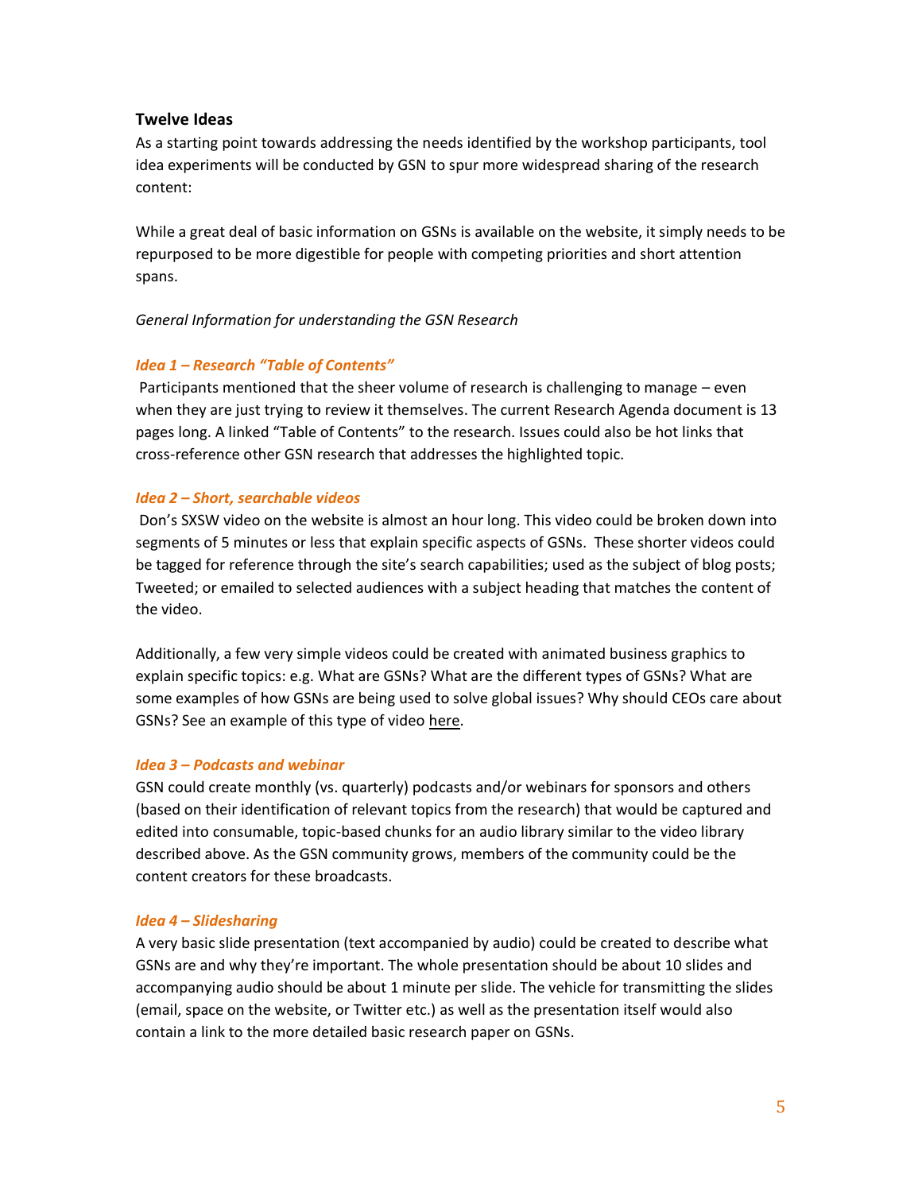### Twelve Ideas

As a starting point towards addressing the needs identified by the workshop participants, tool idea experiments will be conducted by GSN to spur more widespread sharing of the research content:

While a great deal of basic information on GSNs is available on the website, it simply needs to be repurposed to be more digestible for people with competing priorities and short attention spans.

*General Information for understanding the GSN Research*

#### *Idea 1 – Research "Table of Contents"*

Participants mentioned that the sheer volume of research is challenging to manage – even when they are just trying to review it themselves. The current Research Agenda document is 13 pages long. A linked "Table of Contents" to the research. Issues could also be hot links that cross-reference other GSN research that addresses the highlighted topic.

#### *Idea 2 – Short, searchable videos*

Don's SXSW video on the website is almost an hour long. This video could be broken down into segments of 5 minutes or less that explain specific aspects of GSNs. These shorter videos could be tagged for reference through the site's search capabilities; used as the subject of blog posts; Tweeted; or emailed to selected audiences with a subject heading that matches the content of the video.

Additionally, a few very simple videos could be created with animated business graphics to explain specific topics: e.g. What are GSNs? What are the different types of GSNs? What are some examples of how GSNs are being used to solve global issues? Why should CEOs care about GSNs? See an example of this type of video here.

#### *Idea 3 – Podcasts and webinar*

GSN could create monthly (vs. quarterly) podcasts and/or webinars for sponsors and others (based on their identification of relevant topics from the research) that would be captured and edited into consumable, topic-based chunks for an audio library similar to the video library described above. As the GSN community grows, members of the community could be the content creators for these broadcasts.

#### *Idea 4 – Slidesharing*

A very basic slide presentation (text accompanied by audio) could be created to describe what GSNs are and why they're important. The whole presentation should be about 10 slides and accompanying audio should be about 1 minute per slide. The vehicle for transmitting the slides (email, space on the website, or Twitter etc.) as well as the presentation itself would also contain a link to the more detailed basic research paper on GSNs.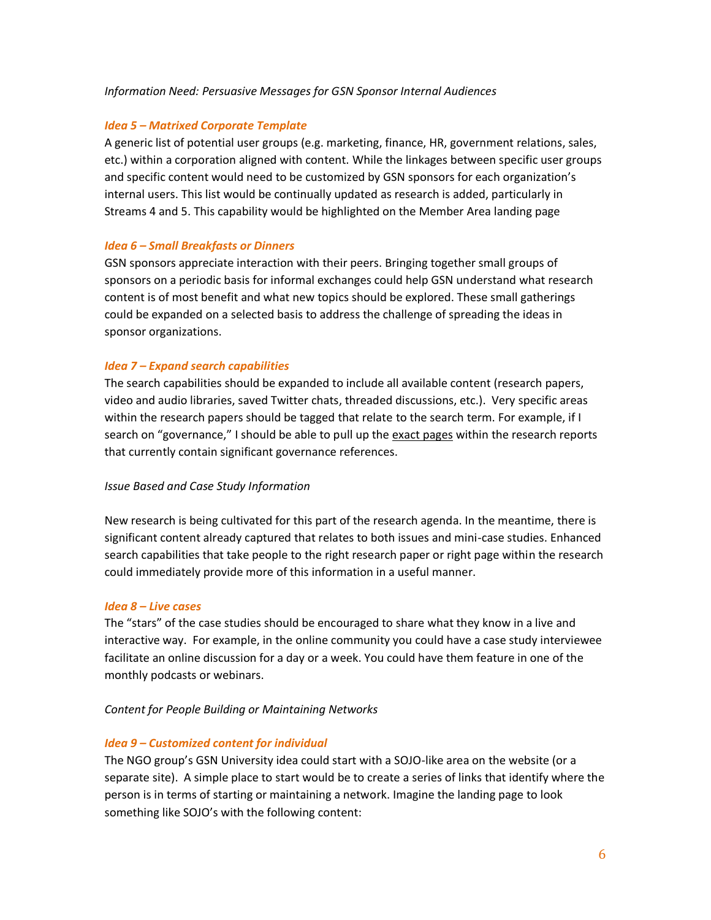*Information Need: Persuasive Messages for GSN Sponsor Internal Audiences*

### *Idea 5 – Matrixed Corporate Template*

A generic list of potential user groups (e.g. marketing, finance, HR, government relations, sales, etc.) within a corporation aligned with content. While the linkages between specific user groups and specific content would need to be customized by GSN sponsors for each organization's internal users. This list would be continually updated as research is added, particularly in Streams 4 and 5. This capability would be highlighted on the Member Area landing page

### *Idea 6 – Small Breakfasts or Dinners*

GSN sponsors appreciate interaction with their peers. Bringing together small groups of sponsors on a periodic basis for informal exchanges could help GSN understand what research content is of most benefit and what new topics should be explored. These small gatherings could be expanded on a selected basis to address the challenge of spreading the ideas in sponsor organizations.

### *Idea 7 – Expand search capabilities*

The search capabilities should be expanded to include all available content (research papers, video and audio libraries, saved Twitter chats, threaded discussions, etc.). Very specific areas within the research papers should be tagged that relate to the search term. For example, if I search on "governance," I should be able to pull up the <u>exact pages</u> within the research reports that currently contain significant governance references.

*Issue Based and Case Study Information*

New research is being cultivated for this part of the research agenda. In the meantime, there is significant content already captured that relates to both issues and mini-case studies. Enhanced search capabilities that take people to the right research paper or right page within the research could immediately provide more of this information in a useful manner.

### *Idea 8 – Live cases*

The "stars" of the case studies should be encouraged to share what they know in a live and interactive way. For example, in the online community you could have a case study interviewee facilitate an online discussion for a day or a week. You could have them feature in one of the monthly podcasts or webinars.

*Content for People Building or Maintaining Networks*

### *Idea 9 – Customized content for individual*

The NGO group's GSN University idea could start with a SOJO-like area on the website (or a separate site). A simple place to start would be to create a series of links that identify where the person is in terms of starting or maintaining a network. Imagine the landing page to look something like SOJO's with the following content: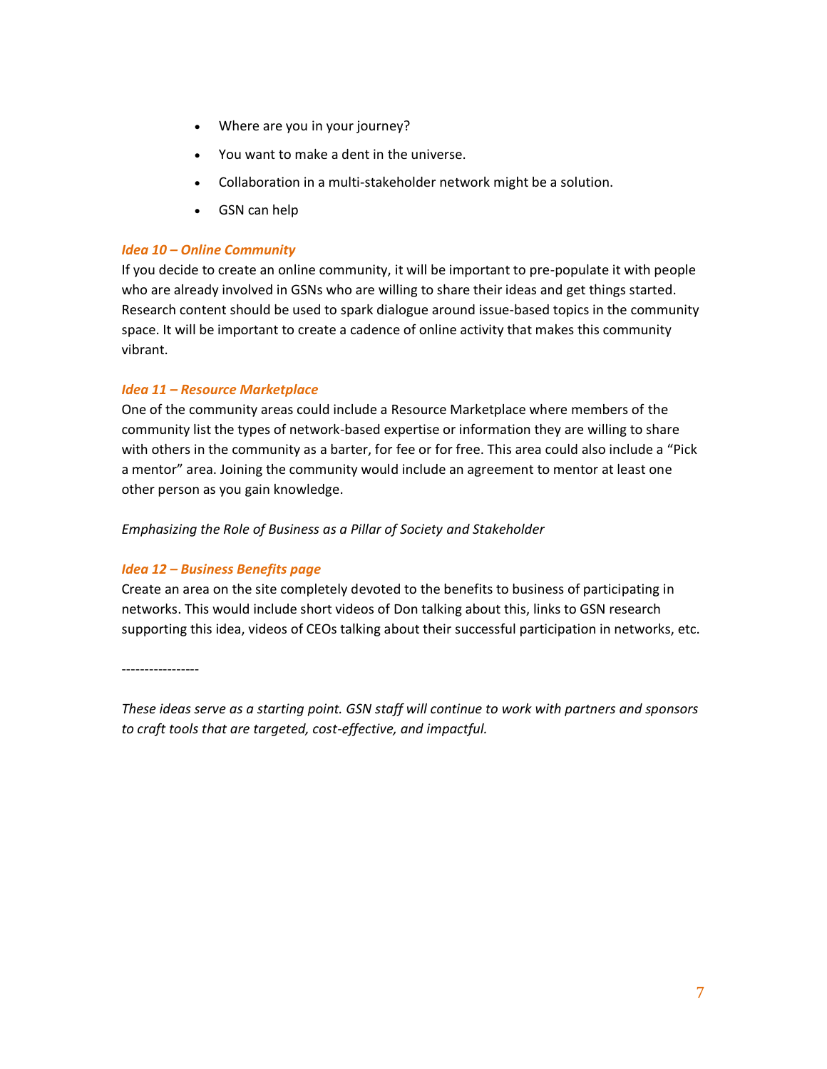- Where are you in your journey?
- You want to make a dent in the universe.
- Collaboration in a multi-stakeholder network might be a solution.
- GSN can help

### *Idea 10 – Online Community*

If you decide to create an online community, it will be important to pre-populate it with people who are already involved in GSNs who are willing to share their ideas and get things started. Research content should be used to spark dialogue around issue-based topics in the community space. It will be important to create a cadence of online activity that makes this community vibrant.

### *Idea 11 – Resource Marketplace*

One of the community areas could include a Resource Marketplace where members of the community list the types of network-based expertise or information they are willing to share with others in the community as a barter, for fee or for free. This area could also include a "Pick a mentor" area. Joining the community would include an agreement to mentor at least one other person as you gain knowledge.

*Emphasizing the Role of Business as a Pillar of Society and Stakeholder*

### *Idea 12 – Business Benefits page*

Create an area on the site completely devoted to the benefits to business of participating in networks. This would include short videos of Don talking about this, links to GSN research supporting this idea, videos of CEOs talking about their successful participation in networks, etc.

-----------------

*These ideas serve as a starting point. GSN staff will continue to work with partners and sponsors to craft tools that are targeted, cost-effective, and impactful.*